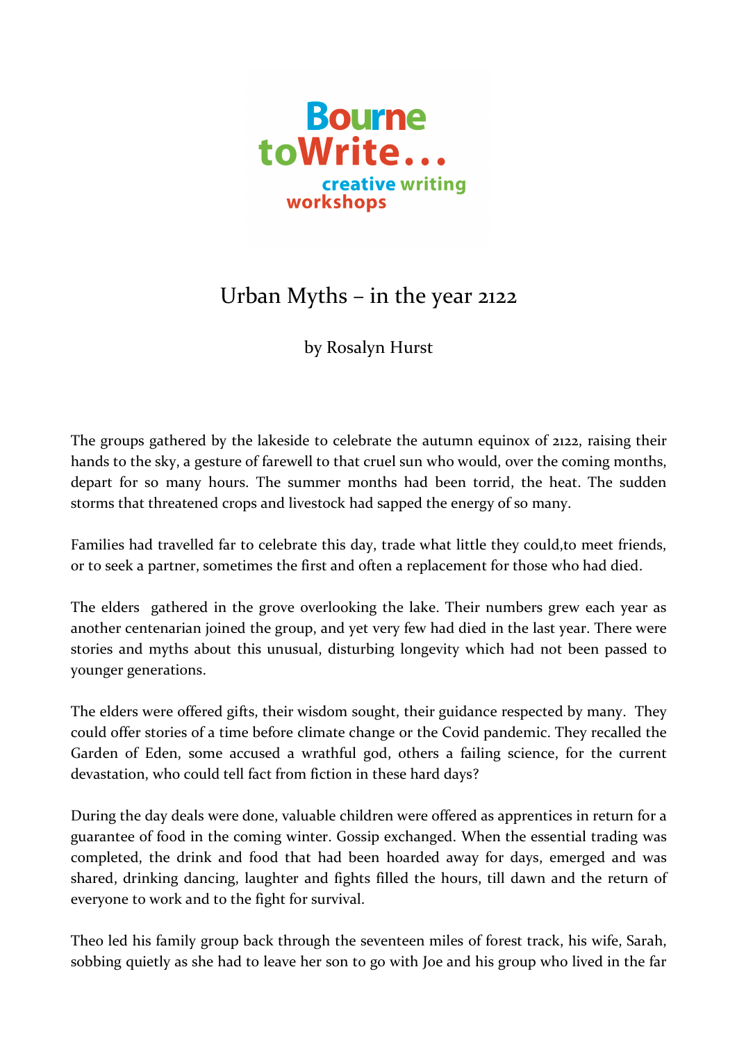Bourne toWrite... creative writing workshops

# Urban Myths – in the year 2122

by Rosalyn Hurst

The groups gathered by the lakeside to celebrate the autumn equinox of 2122, raising their hands to the sky, a gesture of farewell to that cruel sun who would, over the coming months, depart for so many hours. The summer months had been torrid, the heat. The sudden storms that threatened crops and livestock had sapped the energy of so many.

Families had travelled far to celebrate this day, trade what little they could,to meet friends, or to seek a partner, sometimes the first and often a replacement for those who had died.

The elders gathered in the grove overlooking the lake. Their numbers grew each year as another centenarian joined the group, and yet very few had died in the last year. There were stories and myths about this unusual, disturbing longevity which had not been passed to younger generations.

The elders were offered gifts, their wisdom sought, their guidance respected by many. They could offer stories of a time before climate change or the Covid pandemic. They recalled the Garden of Eden, some accused a wrathful god, others a failing science, for the current devastation, who could tell fact from fiction in these hard days?

During the day deals were done, valuable children were offered as apprentices in return for a guarantee of food in the coming winter. Gossip exchanged. When the essential trading was completed, the drink and food that had been hoarded away for days, emerged and was shared, drinking dancing, laughter and fights filled the hours, till dawn and the return of everyone to work and to the fight for survival.

Theo led his family group back through the seventeen miles of forest track, his wife, Sarah, sobbing quietly as she had to leave her son to go with Joe and his group who lived in the far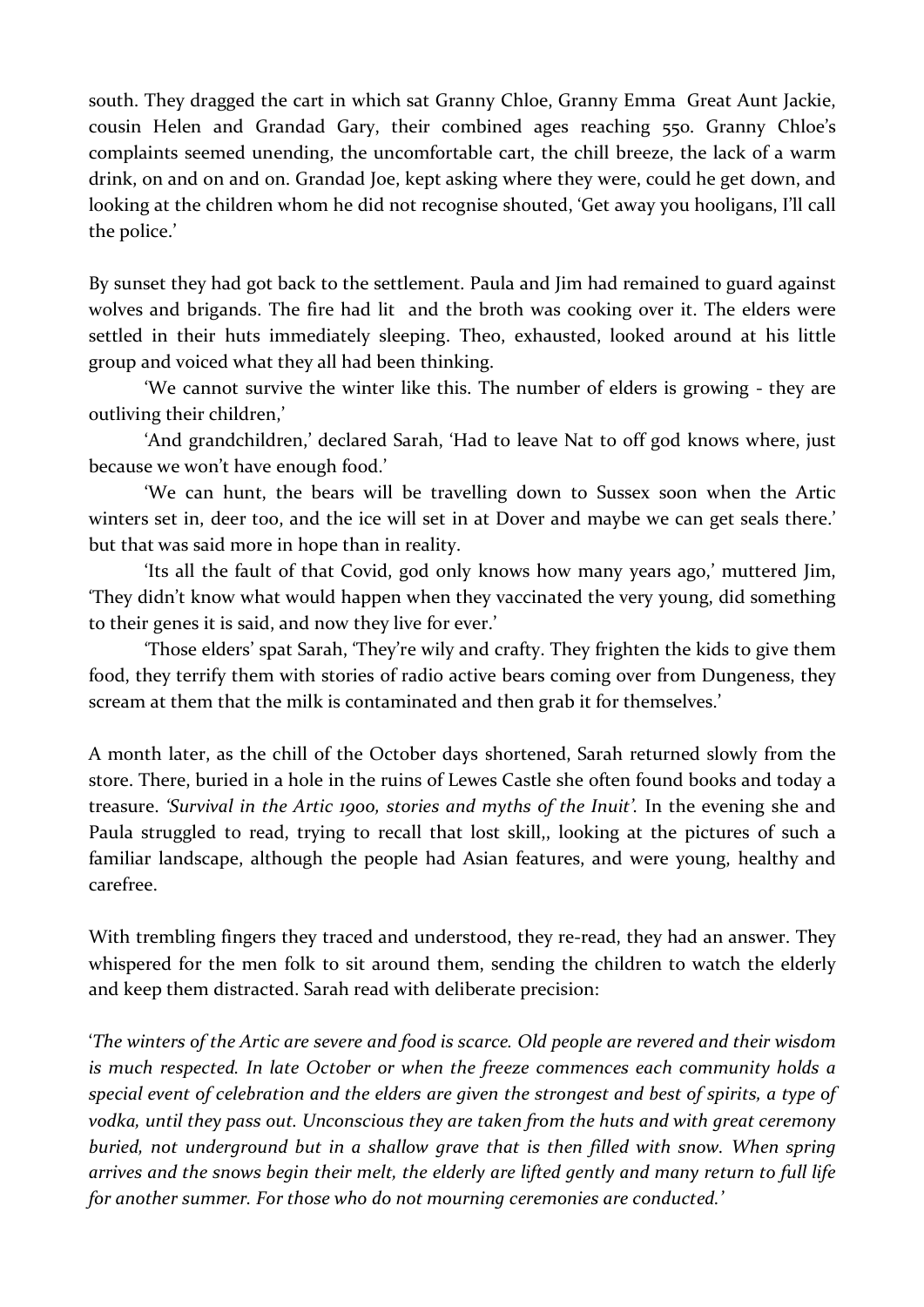south. They dragged the cart in which sat Granny Chloe, Granny Emma Great Aunt Jackie, cousin Helen and Grandad Gary, their combined ages reaching 550. Granny Chloe's complaints seemed unending, the uncomfortable cart, the chill breeze, the lack of a warm drink, on and on and on. Grandad Joe, kept asking where they were, could he get down, and looking at the children whom he did not recognise shouted, 'Get away you hooligans, I'll call the police.'

By sunset they had got back to the settlement. Paula and Jim had remained to guard against wolves and brigands. The fire had lit and the broth was cooking over it. The elders were settled in their huts immediately sleeping. Theo, exhausted, looked around at his little group and voiced what they all had been thinking.

'We cannot survive the winter like this. The number of elders is growing - they are outliving their children,'

'And grandchildren,' declared Sarah, 'Had to leave Nat to off god knows where, just because we won't have enough food.'

'We can hunt, the bears will be travelling down to Sussex soon when the Artic winters set in, deer too, and the ice will set in at Dover and maybe we can get seals there.' but that was said more in hope than in reality.

'Its all the fault of that Covid, god only knows how many years ago,' muttered Jim, 'They didn't know what would happen when they vaccinated the very young, did something to their genes it is said, and now they live for ever.'

'Those elders' spat Sarah, 'They're wily and crafty. They frighten the kids to give them food, they terrify them with stories of radio active bears coming over from Dungeness, they scream at them that the milk is contaminated and then grab it for themselves.'

A month later, as the chill of the October days shortened, Sarah returned slowly from the store. There, buried in a hole in the ruins of Lewes Castle she often found books and today a treasure. *'Survival in the Artic 1900, stories and myths of the Inuit'.* In the evening she and Paula struggled to read, trying to recall that lost skill,, looking at the pictures of such a familiar landscape, although the people had Asian features, and were young, healthy and carefree.

With trembling fingers they traced and understood, they re-read, they had an answer. They whispered for the men folk to sit around them, sending the children to watch the elderly and keep them distracted. Sarah read with deliberate precision:

'*The winters of the Artic are severe and food is scarce. Old people are revered and their wisdom is much respected. In late October or when the freeze commences each community holds a special event of celebration and the elders are given the strongest and best of spirits, a type of vodka, until they pass out. Unconscious they are taken from the huts and with great ceremony buried, not underground but in a shallow grave that is then filled with snow. When spring arrives and the snows begin their melt, the elderly are lifted gently and many return to full life for another summer. For those who do not mourning ceremonies are conducted.'*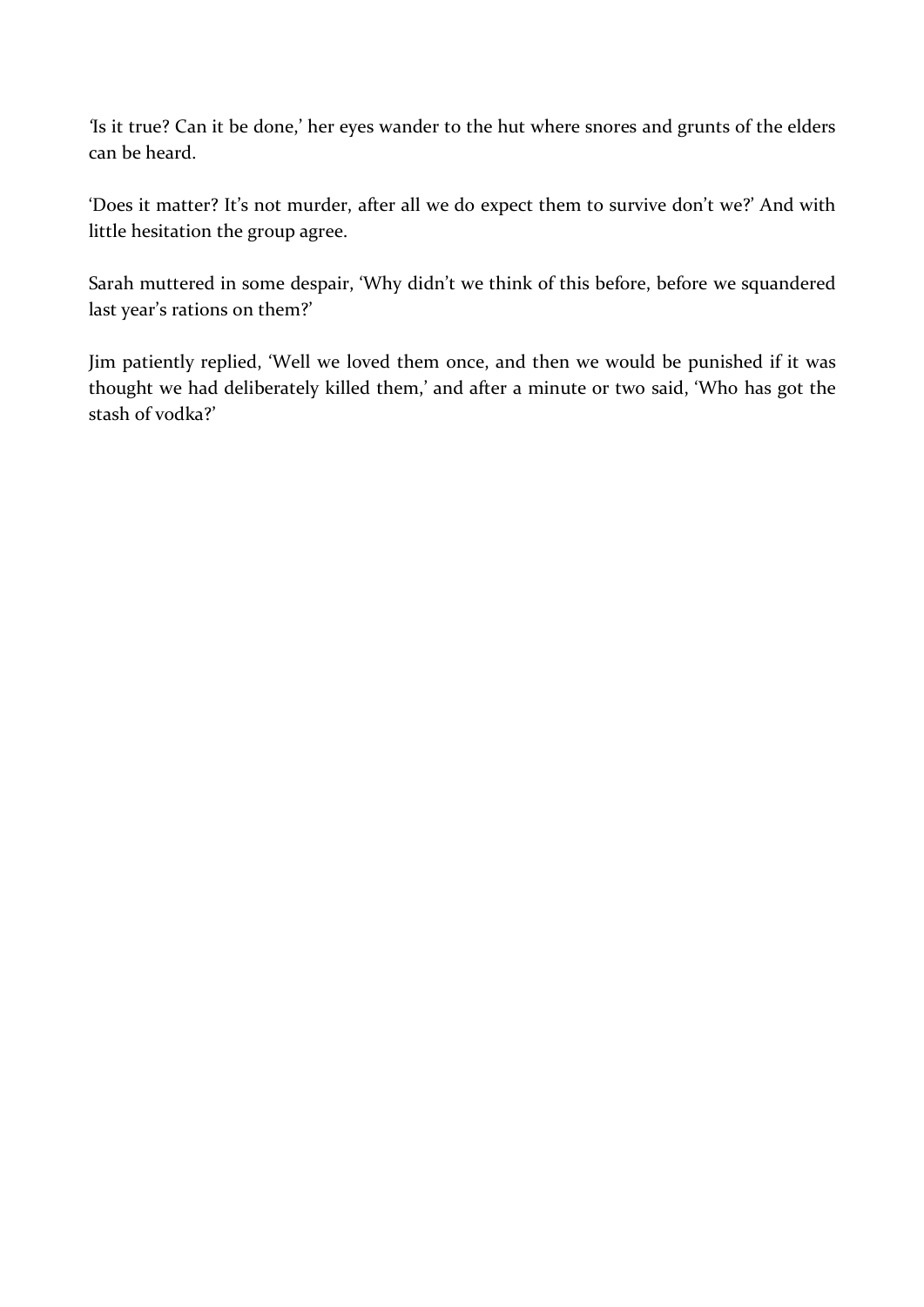'Is it true? Can it be done,' her eyes wander to the hut where snores and grunts of the elders can be heard.

'Does it matter? It's not murder, after all we do expect them to survive don't we?' And with little hesitation the group agree.

Sarah muttered in some despair, 'Why didn't we think of this before, before we squandered last year's rations on them?'

Jim patiently replied, 'Well we loved them once, and then we would be punished if it was thought we had deliberately killed them,' and after a minute or two said, 'Who has got the stash of vodka?'